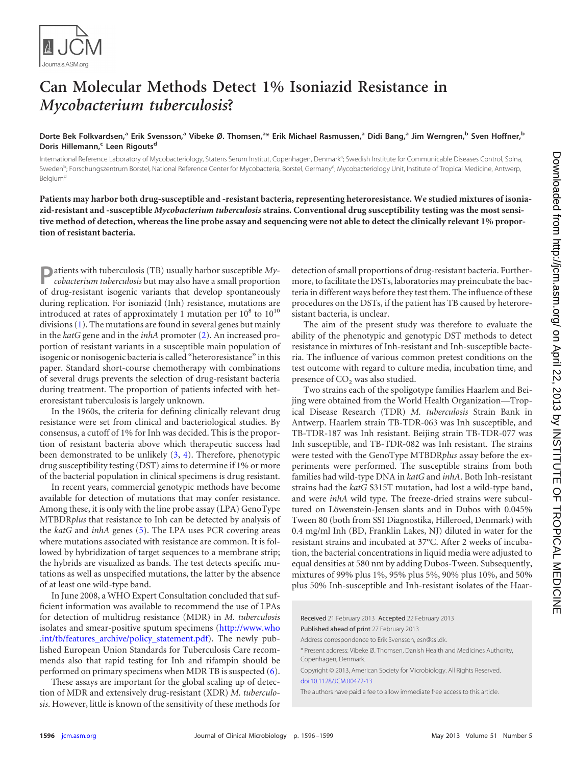# Can Molecular Methods Detect 1% Isoniazid Resistance in *Mycobacterium tuberculosis*?

**Dorte Bek Folkvardsen,[a] Erik Svensson,[a] Vibeke Ø. Thomsen,[a]* Erik Michael Rasmussen,[a] Didi Bang,[a] Jim Werngren,[b] Sven Hoffner,[b] Doris Hillemann,[c] Leen Rigouts[d]**

International Reference Laboratory of Mycobacteriology, Statens Serum Institut, Copenhagen, Denmark[a]; Swedish Institute for Communicable Diseases Control, Solna, Sweden[b]; Forschungszentrum Borstel, National Reference Center for Mycobacteria, Borstel, Germany[c]; Mycobacteriology Unit, Institute of Tropical Medicine, Antwerp, Belgium[d]

**Patients may harbor both drug-susceptible and -resistant bacteria, representing heteroresistance. We studied mixtures of isoniazid-resistant and -susceptible *Mycobacterium tuberculosis* strains. Conventional drug susceptibility testing was the most sensitive method of detection, whereas the line probe assay and sequencing were not able to detect the clinically relevant 1% proportion of resistant bacteria.**

Patients with tuberculosis (TB) usually harbor susceptible *Mycobacterium tuberculosis* but may also have a small proportion of drug-resistant isogenic variants that develop spontaneously during replication. For isoniazid (Inh) resistance, mutations are introduced at rates of approximately 1 mutation per $10^8$ to $10^{10}$ divisions (1). The mutations are found in several genes but mainly in the *katG* gene and in the *inhA* promoter (2). An increased proportion of resistant variants in a susceptible main population of isogenic or nonisogenic bacteria is called "heteroresistance" in this paper. Standard short-course chemotherapy with combinations of several drugs prevents the selection of drug-resistant bacteria during treatment. The proportion of patients infected with heteroresistant tuberculosis is largely unknown.

In the 1960s, the criteria for defining clinically relevant drug resistance were set from clinical and bacteriological studies. By consensus, a cutoff of 1% for Inh was decided. This is the proportion of resistant bacteria above which therapeutic success had been demonstrated to be unlikely (3, 4). Therefore, phenotypic drug susceptibility testing (DST) aims to determine if 1% or more of the bacterial population in clinical specimens is drug resistant.

In recent years, commercial genotypic methods have become available for detection of mutations that may confer resistance. Among these, it is only with the line probe assay (LPA) GenoType MTBDR*plus* that resistance to Inh can be detected by analysis of the *katG* and *inhA* genes (5). The LPA uses PCR covering areas where mutations associated with resistance are common. It is followed by hybridization of target sequences to a membrane strip; the hybrids are visualized as bands. The test detects specific mutations as well as unspecified mutations, the latter by the absence of at least one wild-type band.

In June 2008, a WHO Expert Consultation concluded that sufficient information was available to recommend the use of LPAs for detection of multidrug resistance (MDR) in *M. tuberculosis* isolates and smear-positive sputum specimens (http://www.who.int/tb/features_archive/policy_statement.pdf). The newly published European Union Standards for Tuberculosis Care recommends also that rapid testing for Inh and rifampin should be performed on primary specimens when MDR TB is suspected (6).

These assays are important for the global scaling up of detection of MDR and extensively drug-resistant (XDR) *M. tuberculosis*. However, little is known of the sensitivity of these methods for detection of small proportions of drug-resistant bacteria. Furthermore, to facilitate the DSTs, laboratories may preincubate the bacteria in different ways before they test them. The influence of these procedures on the DSTs, if the patient has TB caused by heteroresistant bacteria, is unclear.

The aim of the present study was therefore to evaluate the ability of the phenotypic and genotypic DST methods to detect resistance in mixtures of Inh-resistant and Inh-susceptible bacteria. The influence of various common pretest conditions on the test outcome with regard to culture media, incubation time, and presence of $CO_2$ was also studied.

Two strains each of the spoligotype families Haarlem and Beijing were obtained from the World Health Organization—Tropical Disease Research (TDR) *M. tuberculosis* Strain Bank in Antwerp. Haarlem strain TB-TDR-063 was Inh susceptible, and TB-TDR-187 was Inh resistant. Beijing strain TB-TDR-077 was Inh susceptible, and TB-TDR-082 was Inh resistant. The strains were tested with the GenoType MTBDR*plus* assay before the experiments were performed. The susceptible strains from both families had wild-type DNA in *katG* and *inhA*. Both Inh-resistant strains had the *katG* S315T mutation, had lost a wild-type band, and were *inhA* wild type. The freeze-dried strains were subcultured on Löwenstein-Jensen slants and in Dubos with 0.045% Tween 80 (both from SSI Diagnostika, Hilleroed, Denmark) with 0.4 mg/ml Inh (BD, Franklin Lakes, NJ) diluted in water for the resistant strains and incubated at 37°C. After 2 weeks of incubation, the bacterial concentrations in liquid media were adjusted to equal densities at 580 nm by adding Dubos-Tween. Subsequently, mixtures of 99% plus 1%, 95% plus 5%, 90% plus 10%, and 50% plus 50% Inh-susceptible and Inh-resistant isolates of the Haar-

Received 21 February 2013 Accepted 22 February 2013

Published ahead of print 27 February 2013

Address correspondence to Erik Svensson, esn@ssi.dk.

* Present address: Vibeke Ø. Thomsen, Danish Health and Medicines Authority, Copenhagen, Denmark.

Copyright © 2013, American Society for Microbiology. All Rights Reserved.

doi:10.1128/JCM.00472-13

The authors have paid a fee to allow immediate free access to this article.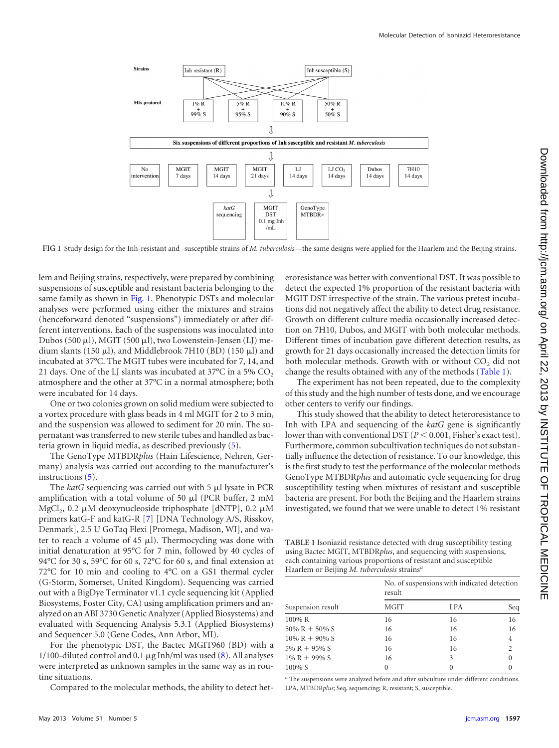FIG 1 Study design for the Inh-resistant and -susceptible strains of *M. tuberculosis*—the same designs were applied for the Haarlem and the Beijing strains.

lem and Beijing strains, respectively, were prepared by combining suspensions of susceptible and resistant bacteria belonging to the same family as shown in Fig. 1. Phenotypic DSTs and molecular analyses were performed using either the mixtures and strains (henceforward denoted "suspensions") immediately or after different interventions. Each of the suspensions was inoculated into Dubos (500 μl), MGIT (500 μl), two Lowenstein-Jensen (LJ) medium slants (150 μl), and Middlebrook 7H10 (BD) (150 μl) and incubated at 37°C. The MGIT tubes were incubated for 7, 14, and 21 days. One of the LJ slants was incubated at 37°C in a 5% $CO_2$ atmosphere and the other at 37°C in a normal atmosphere; both were incubated for 14 days.

One or two colonies grown on solid medium were subjected to a vortex procedure with glass beads in 4 ml MGIT for 2 to 3 min, and the suspension was allowed to sediment for 20 min. The supernatant was transferred to new sterile tubes and handled as bacteria grown in liquid media, as described previously (5).

The GenoType MTBDR*plus* (Hain Lifescience, Nehren, Germany) analysis was carried out according to the manufacturer's instructions (5).

The *katG* sequencing was carried out with 5 μl lysate in PCR amplification with a total volume of 50 μl (PCR buffer, 2 mM $MgCl_2$, 0.2 μM deoxynucleoside triphosphate [dNTP], 0.2 μM primers katG-F and katG-R [7] [DNA Technology A/S, Risskov, Denmark], 2.5 U GoTaq Flexi [Promega, Madison, WI], and water to reach a volume of 45 μl). Thermocycling was done with initial denaturation at 95°C for 7 min, followed by 40 cycles of 94°C for 30 s, 59°C for 60 s, 72°C for 60 s, and final extension at 72°C for 10 min and cooling to 4°C on a GS1 thermal cycler (G-Storm, Somerset, United Kingdom). Sequencing was carried out with a BigDye Terminator v1.1 cycle sequencing kit (Applied Biosystems, Foster City, CA) using amplification primers and analyzed on an ABI 3730 Genetic Analyzer (Applied Biosystems) and evaluated with Sequencing Analysis 5.3.1 (Applied Biosystems) and Sequencer 5.0 (Gene Codes, Ann Arbor, MI).

For the phenotypic DST, the Bactec MGIT960 (BD) with a 1/100-diluted control and 0.1 μg Inh/ml was used (8). All analyses were interpreted as unknown samples in the same way as in routine situations.

Compared to the molecular methods, the ability to detect heteroresistance was better with conventional DST. It was possible to detect the expected 1% proportion of the resistant bacteria with MGIT DST irrespective of the strain. The various pretest incubations did not negatively affect the ability to detect drug resistance. Growth on different culture media occasionally increased detection on 7H10, Dubos, and MGIT with both molecular methods. Different times of incubation gave different detection results, as growth for 21 days occasionally increased the detection limits for both molecular methods. Growth with or without $CO_2$ did not change the results obtained with any of the methods (Table 1).

The experiment has not been repeated, due to the complexity of this study and the high number of tests done, and we encourage other centers to verify our findings.

This study showed that the ability to detect heteroresistance to Inh with LPA and sequencing of the *katG* gene is significantly lower than with conventional DST ($P < 0.001$, Fisher's exact test). Furthermore, common subcultivation techniques do not substantially influence the detection of resistance. To our knowledge, this is the first study to test the performance of the molecular methods GenoType MTBDR*plus* and automatic cycle sequencing for drug susceptibility testing when mixtures of resistant and susceptible bacteria are present. For both the Beijing and the Haarlem strains investigated, we found that we were unable to detect 1% resistant

TABLE 1 Isoniazid resistance detected with drug susceptibility testing using Bactec MGIT, MTBDR*plus*, and sequencing with suspensions, each containing various proportions of resistant and susceptible Haarlem or Beijing *M. tuberculosis* strains[a]

| Suspension result | No. of suspensions with indicated detection result | | |
|---|---|---|---|
| | MGIT | LPA | Seq |
| 100% R | 16 | 16 | 16 |
| 50% R + 50% S | 16 | 16 | 16 |
| 10% R + 90% S | 16 | 16 | 4 |
| 5% R + 95% S | 16 | 16 | 2 |
| 1% R + 99% S | 16 | 3 | 0 |
| 100% S | 0 | 0 | 0 |

[a] The suspensions were analyzed before and after subculture under different conditions. LPA, MTBDR*plus*; Seq, sequencing; R, resistant; S, susceptible.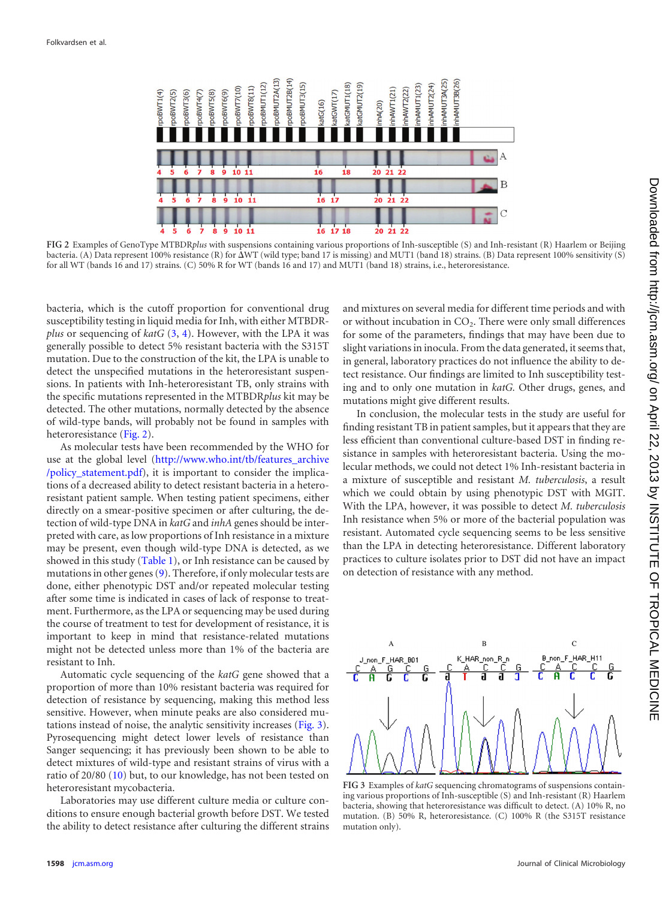FIG 2 Examples of GenoType MTBDR*plus* with suspensions containing various proportions of Inh-susceptible (S) and Inh-resistant (R) Haarlem or Beijing bacteria. (A) Data represent 100% resistance (R) for ΔWT (wild type; band 17 is missing) and MUT1 (band 18) strains. (B) Data represent 100% sensitivity (S) for all WT (bands 16 and 17) strains. (C) 50% R for WT (bands 16 and 17) and MUT1 (band 18) strains, i.e., heteroresistance.

bacteria, which is the cutoff proportion for conventional drug susceptibility testing in liquid media for Inh, with either MTBDR*plus* or sequencing of *katG* (3, 4). However, with the LPA it was generally possible to detect 5% resistant bacteria with the S315T mutation. Due to the construction of the kit, the LPA is unable to detect the unspecified mutations in the heteroresistant suspensions. In patients with Inh-heteroresistant TB, only strains with the specific mutations represented in the MTBDR*plus* kit may be detected. The other mutations, normally detected by the absence of wild-type bands, will probably not be found in samples with heteroresistance (Fig. 2).

As molecular tests have been recommended by the WHO for use at the global level (http://www.who.int/tb/features_archive/policy_statement.pdf), it is important to consider the implications of a decreased ability to detect resistant bacteria in a heteroresistant patient sample. When testing patient specimens, either directly on a smear-positive specimen or after culturing, the detection of wild-type DNA in *katG* and *inhA* genes should be interpreted with care, as low proportions of Inh resistance in a mixture may be present, even though wild-type DNA is detected, as we showed in this study (Table 1), or Inh resistance can be caused by mutations in other genes (9). Therefore, if only molecular tests are done, either phenotypic DST and/or repeated molecular testing after some time is indicated in cases of lack of response to treatment. Furthermore, as the LPA or sequencing may be used during the course of treatment to test for development of resistance, it is important to keep in mind that resistance-related mutations might not be detected unless more than 1% of the bacteria are resistant to Inh.

Automatic cycle sequencing of the *katG* gene showed that a proportion of more than 10% resistant bacteria was required for detection of resistance by sequencing, making this method less sensitive. However, when minute peaks are also considered mutations instead of noise, the analytic sensitivity increases (Fig. 3). Pyrosequencing might detect lower levels of resistance than Sanger sequencing; it has previously been shown to be able to detect mixtures of wild-type and resistant strains of virus with a ratio of 20/80 (10) but, to our knowledge, has not been tested on heteroresistant mycobacteria.

Laboratories may use different culture media or culture conditions to ensure enough bacterial growth before DST. We tested the ability to detect resistance after culturing the different strains and mixtures on several media for different time periods and with or without incubation in $CO_2$. There were only small differences for some of the parameters, findings that may have been due to slight variations in inocula. From the data generated, it seems that, in general, laboratory practices do not influence the ability to detect resistance. Our findings are limited to Inh susceptibility testing and to only one mutation in *katG*. Other drugs, genes, and mutations might give different results.

In conclusion, the molecular tests in the study are useful for finding resistant TB in patient samples, but it appears that they are less efficient than conventional culture-based DST in finding resistance in samples with heteroresistant bacteria. Using the molecular methods, we could not detect 1% Inh-resistant bacteria in a mixture of susceptible and resistant *M. tuberculosis*, a result which we could obtain by using phenotypic DST with MGIT. With the LPA, however, it was possible to detect *M. tuberculosis* Inh resistance when 5% or more of the bacterial population was resistant. Automated cycle sequencing seems to be less sensitive than the LPA in detecting heteroresistance. Different laboratory practices to culture isolates prior to DST did not have an impact on detection of resistance with any method.

FIG 3 Examples of *katG* sequencing chromatograms of suspensions containing various proportions of Inh-susceptible (S) and Inh-resistant (R) Haarlem bacteria, showing that heteroresistance was difficult to detect. (A) 10% R, no mutation. (B) 50% R, heteroresistance. (C) 100% R (the S315T resistance mutation only).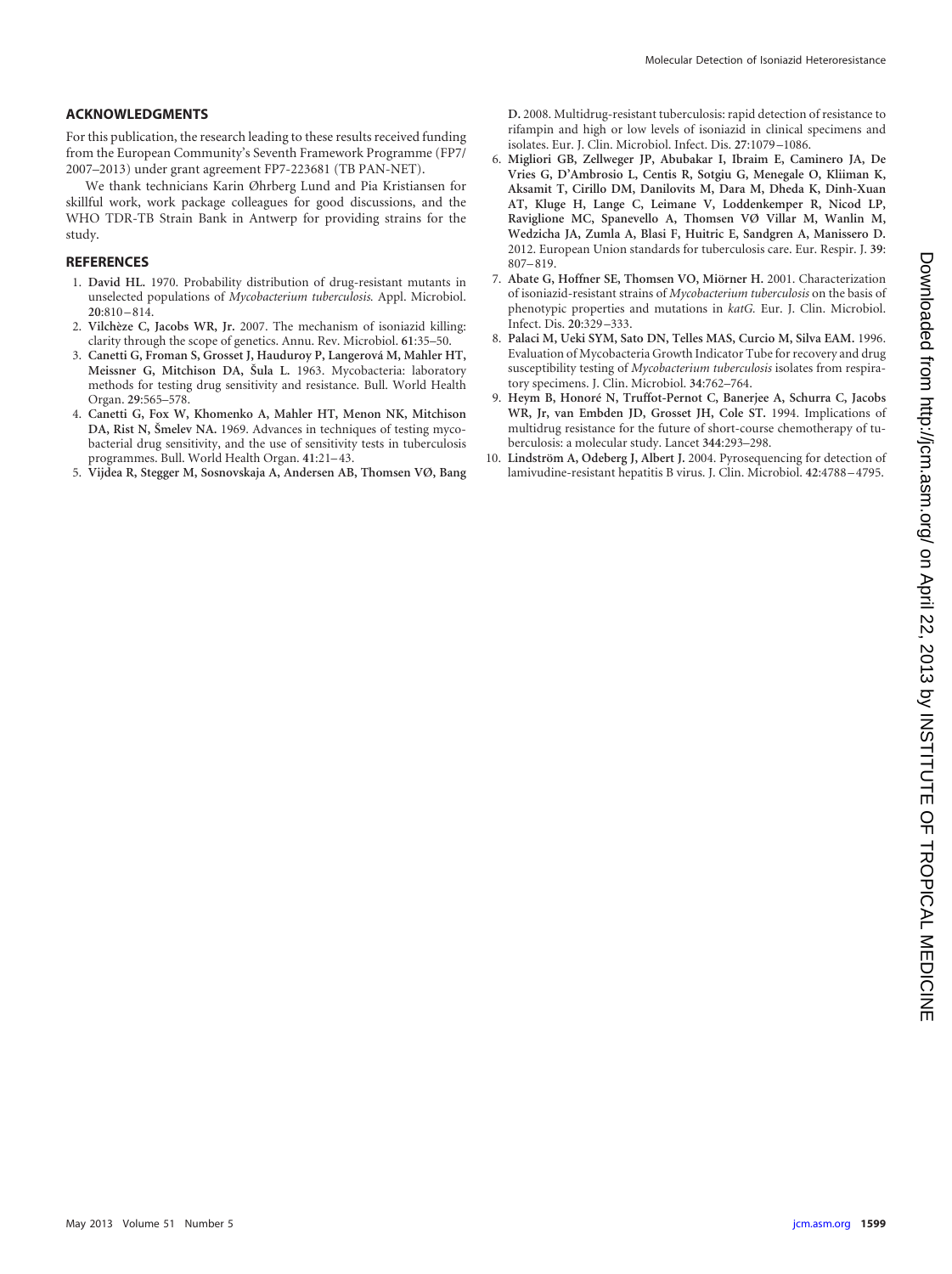## ACKNOWLEDGMENTS

For this publication, the research leading to these results received funding from the European Community's Seventh Framework Programme (FP7/2007–2013) under grant agreement FP7-223681 (TB PAN-NET).

We thank technicians Karin Øhrberg Lund and Pia Kristiansen for skillful work, work package colleagues for good discussions, and the WHO TDR-TB Strain Bank in Antwerp for providing strains for the study.

## REFERENCES

1. **David HL.** 1970. Probability distribution of drug-resistant mutants in unselected populations of *Mycobacterium tuberculosis.* Appl. Microbiol. **20**:810–814.
2. **Vilchèze C, Jacobs WR, Jr.** 2007. The mechanism of isoniazid killing: clarity through the scope of genetics. Annu. Rev. Microbiol. **61**:35–50.
3. **Canetti G, Froman S, Grosset J, Hauduroy P, Langerová M, Mahler HT, Meissner G, Mitchison DA, Šula L.** 1963. Mycobacteria: laboratory methods for testing drug sensitivity and resistance. Bull. World Health Organ. **29**:565–578.
4. **Canetti G, Fox W, Khomenko A, Mahler HT, Menon NK, Mitchison DA, Rist N, Šmelev NA.** 1969. Advances in techniques of testing mycobacterial drug sensitivity, and the use of sensitivity tests in tuberculosis programmes. Bull. World Health Organ. **41**:21–43.
5. **Vijdea R, Stegger M, Sosnovskaja A, Andersen AB, Thomsen VØ, Bang D.** 2008. Multidrug-resistant tuberculosis: rapid detection of resistance to rifampin and high or low levels of isoniazid in clinical specimens and isolates. Eur. J. Clin. Microbiol. Infect. Dis. **27**:1079–1086.
6. **Migliori GB, Zellweger JP, Abubakar I, Ibraim E, Caminero JA, De Vries G, D'Ambrosio L, Centis R, Sotgiu G, Menegale O, Kliiman K, Aksamit T, Cirillo DM, Danilovits M, Dara M, Dheda K, Dinh-Xuan AT, Kluge H, Lange C, Leimane V, Loddenkemper R, Nicod LP, Raviglione MC, Spanevello A, Thomsen VØ Villar M, Wanlin M, Wedzicha JA, Zumla A, Blasi F, Huitric E, Sandgren A, Manissero D.** 2012. European Union standards for tuberculosis care. Eur. Respir. J. **39**: 807–819.
7. **Abate G, Hoffner SE, Thomsen VO, Miörner H.** 2001. Characterization of isoniazid-resistant strains of *Mycobacterium tuberculosis* on the basis of phenotypic properties and mutations in *katG.* Eur. J. Clin. Microbiol. Infect. Dis. **20**:329–333.
8. **Palaci M, Ueki SYM, Sato DN, Telles MAS, Curcio M, Silva EAM.** 1996. Evaluation of Mycobacteria Growth Indicator Tube for recovery and drug susceptibility testing of *Mycobacterium tuberculosis* isolates from respiratory specimens. J. Clin. Microbiol. **34**:762–764.
9. **Heym B, Honoré N, Truffot-Pernot C, Banerjee A, Schurra C, Jacobs WR, Jr, van Embden JD, Grosset JH, Cole ST.** 1994. Implications of multidrug resistance for the future of short-course chemotherapy of tuberculosis: a molecular study. Lancet **344**:293–298.
10. **Lindström A, Odeberg J, Albert J.** 2004. Pyrosequencing for detection of lamivudine-resistant hepatitis B virus. J. Clin. Microbiol. **42**:4788–4795.